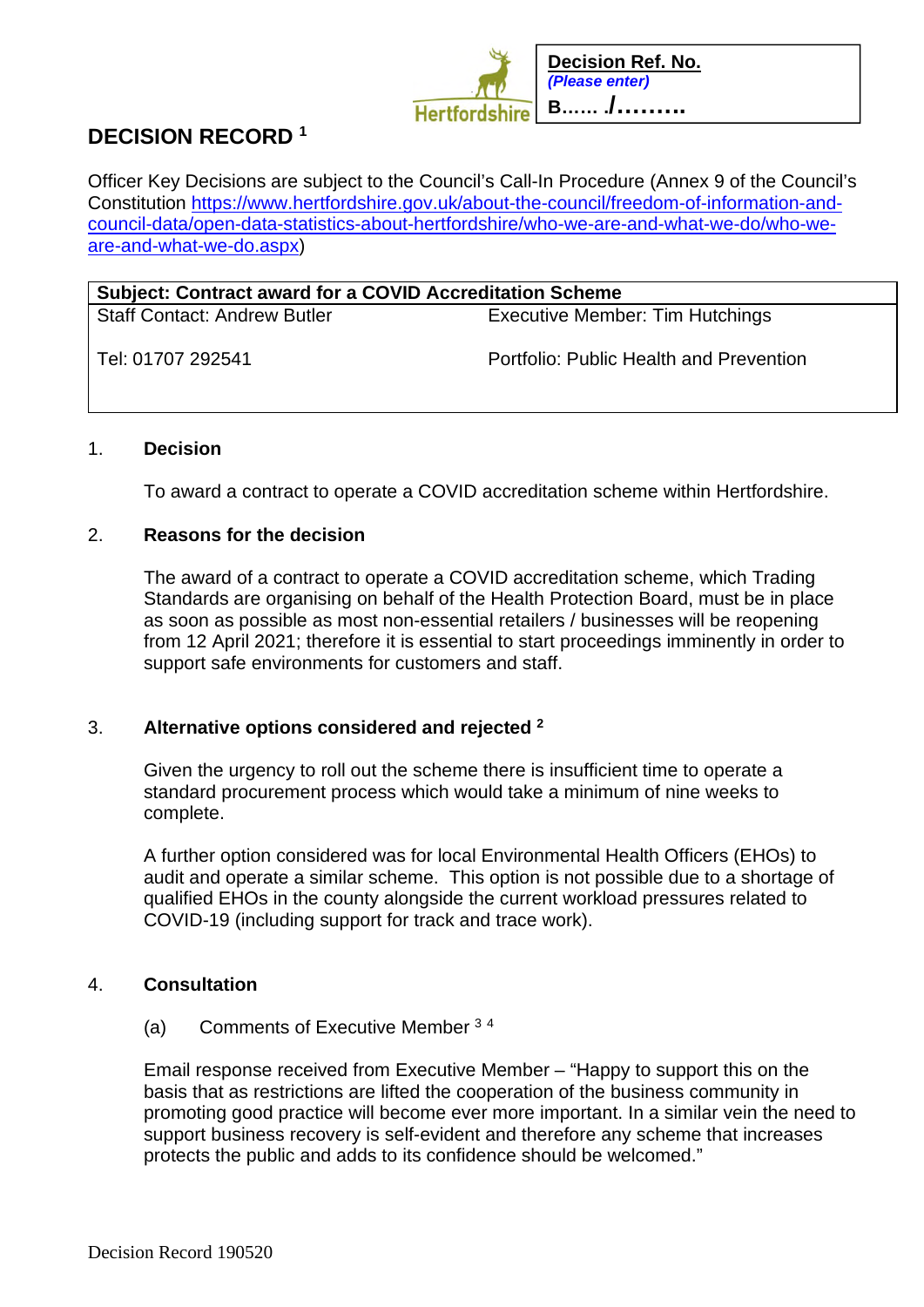Hertfordshire

| Decision Ref. No. |
|---|
| *(Please enter)* |
| B…… ./……… |

# DECISION RECORD [1]

Officer Key Decisions are subject to the Council's Call-In Procedure (Annex 9 of the Council's Constitution [https://www.hertfordshire.gov.uk/about-the-council/freedom-of-information-and-council-data/open-data-statistics-about-hertfordshire/who-we-are-and-what-we-do/who-we-are-and-what-we-do.aspx](https://www.hertfordshire.gov.uk/about-the-council/freedom-of-information-and-council-data/open-data-statistics-about-hertfordshire/who-we-are-and-what-we-do/who-we-are-and-what-we-do.aspx))

| **Subject: Contract award for a COVID Accreditation Scheme** | |
|---|---|
| Staff Contact: Andrew Butler | Executive Member: Tim Hutchings |
| Tel: 01707 292541 | Portfolio: Public Health and Prevention |

## 1. Decision

To award a contract to operate a COVID accreditation scheme within Hertfordshire.

## 2. Reasons for the decision

The award of a contract to operate a COVID accreditation scheme, which Trading Standards are organising on behalf of the Health Protection Board, must be in place as soon as possible as most non-essential retailers / businesses will be reopening from 12 April 2021; therefore it is essential to start proceedings imminently in order to support safe environments for customers and staff.

## 3. Alternative options considered and rejected [2]

Given the urgency to roll out the scheme there is insufficient time to operate a standard procurement process which would take a minimum of nine weeks to complete.

A further option considered was for local Environmental Health Officers (EHOs) to audit and operate a similar scheme. This option is not possible due to a shortage of qualified EHOs in the county alongside the current workload pressures related to COVID-19 (including support for track and trace work).

## 4. Consultation

(a) Comments of Executive Member [3 4]

Email response received from Executive Member – "Happy to support this on the basis that as restrictions are lifted the cooperation of the business community in promoting good practice will become ever more important. In a similar vein the need to support business recovery is self-evident and therefore any scheme that increases protects the public and adds to its confidence should be welcomed."

Decision Record 190520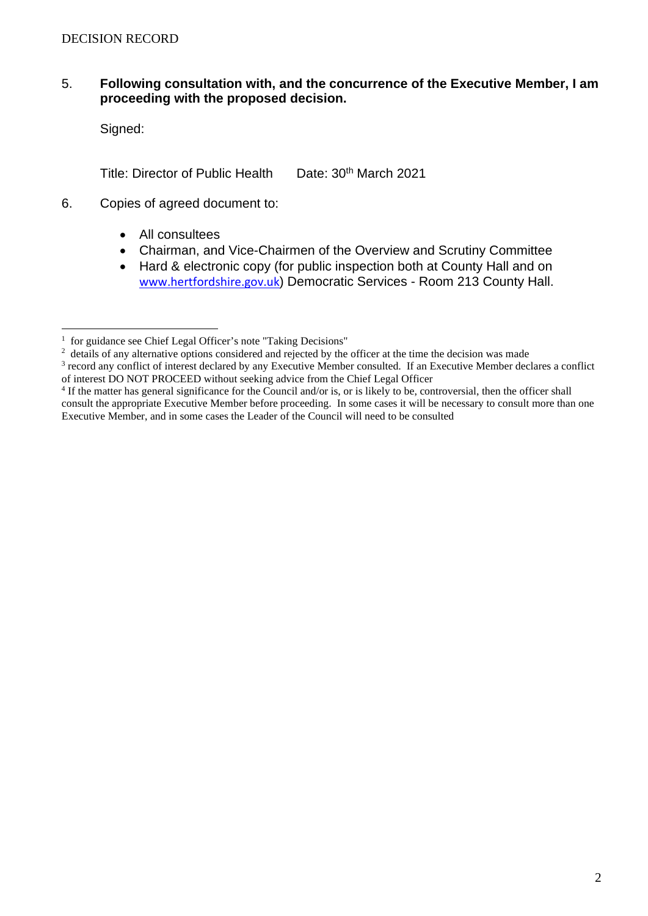DECISION RECORD

5. **Following consultation with, and the concurrence of the Executive Member, I am proceeding with the proposed decision.**

   Signed:

   Title: Director of Public Health     Date: 30th March 2021

6. Copies of agreed document to:

   - All consultees
   - Chairman, and Vice-Chairmen of the Overview and Scrutiny Committee
   - Hard & electronic copy (for public inspection both at County Hall and on www.hertfordshire.gov.uk) Democratic Services - Room 213 County Hall.

---

[1] for guidance see Chief Legal Officer's note "Taking Decisions"

[2] details of any alternative options considered and rejected by the officer at the time the decision was made

[3] record any conflict of interest declared by any Executive Member consulted. If an Executive Member declares a conflict of interest DO NOT PROCEED without seeking advice from the Chief Legal Officer

[4] If the matter has general significance for the Council and/or is, or is likely to be, controversial, then the officer shall consult the appropriate Executive Member before proceeding. In some cases it will be necessary to consult more than one Executive Member, and in some cases the Leader of the Council will need to be consulted